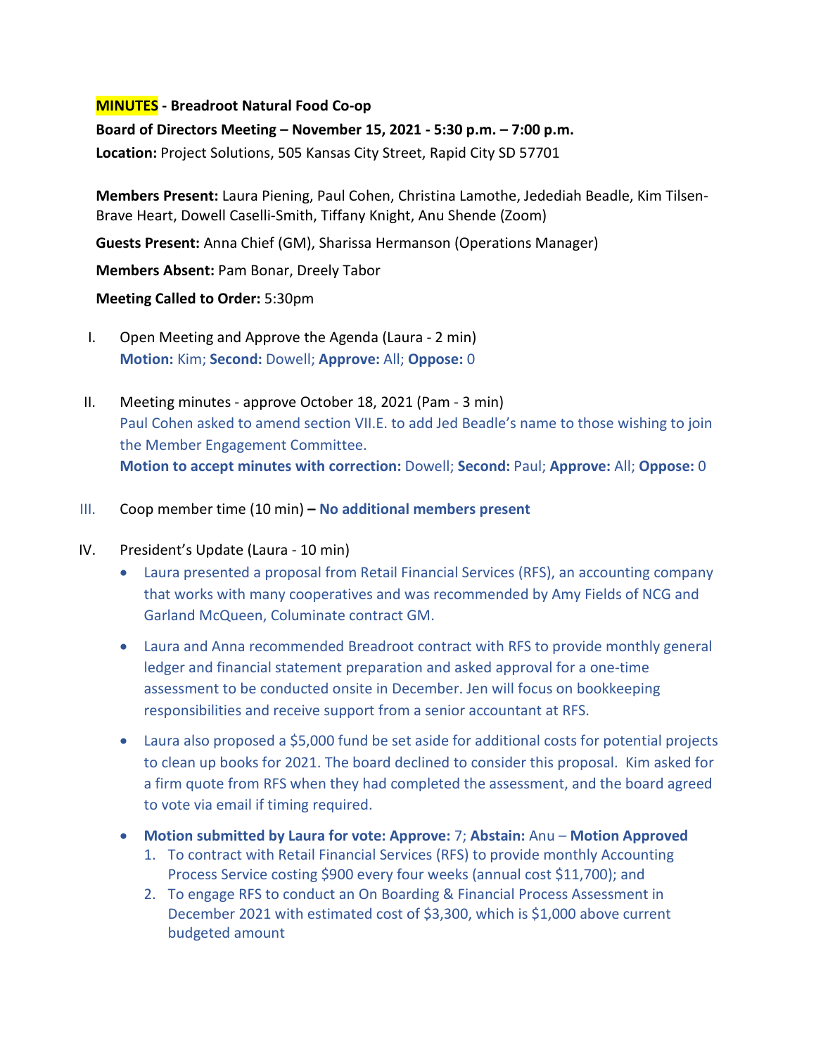**MINUTES - Breadroot Natural Food Co-op**

**Board of Directors Meeting – November 15, 2021 - 5:30 p.m. – 7:00 p.m.**

**Location:** Project Solutions, 505 Kansas City Street, Rapid City SD 57701

**Members Present:** Laura Piening, Paul Cohen, Christina Lamothe, Jedediah Beadle, Kim Tilsen-Brave Heart, Dowell Caselli-Smith, Tiffany Knight, Anu Shende (Zoom)

**Guests Present:** Anna Chief (GM), Sharissa Hermanson (Operations Manager)

**Members Absent:** Pam Bonar, Dreely Tabor

**Meeting Called to Order:** 5:30pm

I. Open Meeting and Approve the Agenda (Laura - 2 min)
**Motion:** Kim; **Second:** Dowell; **Approve:** All; **Oppose:** 0

II. Meeting minutes - approve October 18, 2021 (Pam - 3 min)
Paul Cohen asked to amend section VII.E. to add Jed Beadle's name to those wishing to join the Member Engagement Committee.
**Motion to accept minutes with correction:** Dowell; **Second:** Paul; **Approve:** All; **Oppose:** 0

III. Coop member time (10 min) **– No additional members present**

IV. President's Update (Laura - 10 min)

- Laura presented a proposal from Retail Financial Services (RFS), an accounting company that works with many cooperatives and was recommended by Amy Fields of NCG and Garland McQueen, Columinate contract GM.
- Laura and Anna recommended Breadroot contract with RFS to provide monthly general ledger and financial statement preparation and asked approval for a one-time assessment to be conducted onsite in December. Jen will focus on bookkeeping responsibilities and receive support from a senior accountant at RFS.
- Laura also proposed a $5,000 fund be set aside for additional costs for potential projects to clean up books for 2021. The board declined to consider this proposal. Kim asked for a firm quote from RFS when they had completed the assessment, and the board agreed to vote via email if timing required.
- **Motion submitted by Laura for vote: Approve:** 7; **Abstain:** Anu – **Motion Approved**
  1. To contract with Retail Financial Services (RFS) to provide monthly Accounting Process Service costing $900 every four weeks (annual cost $11,700); and
  2. To engage RFS to conduct an On Boarding & Financial Process Assessment in December 2021 with estimated cost of $3,300, which is $1,000 above current budgeted amount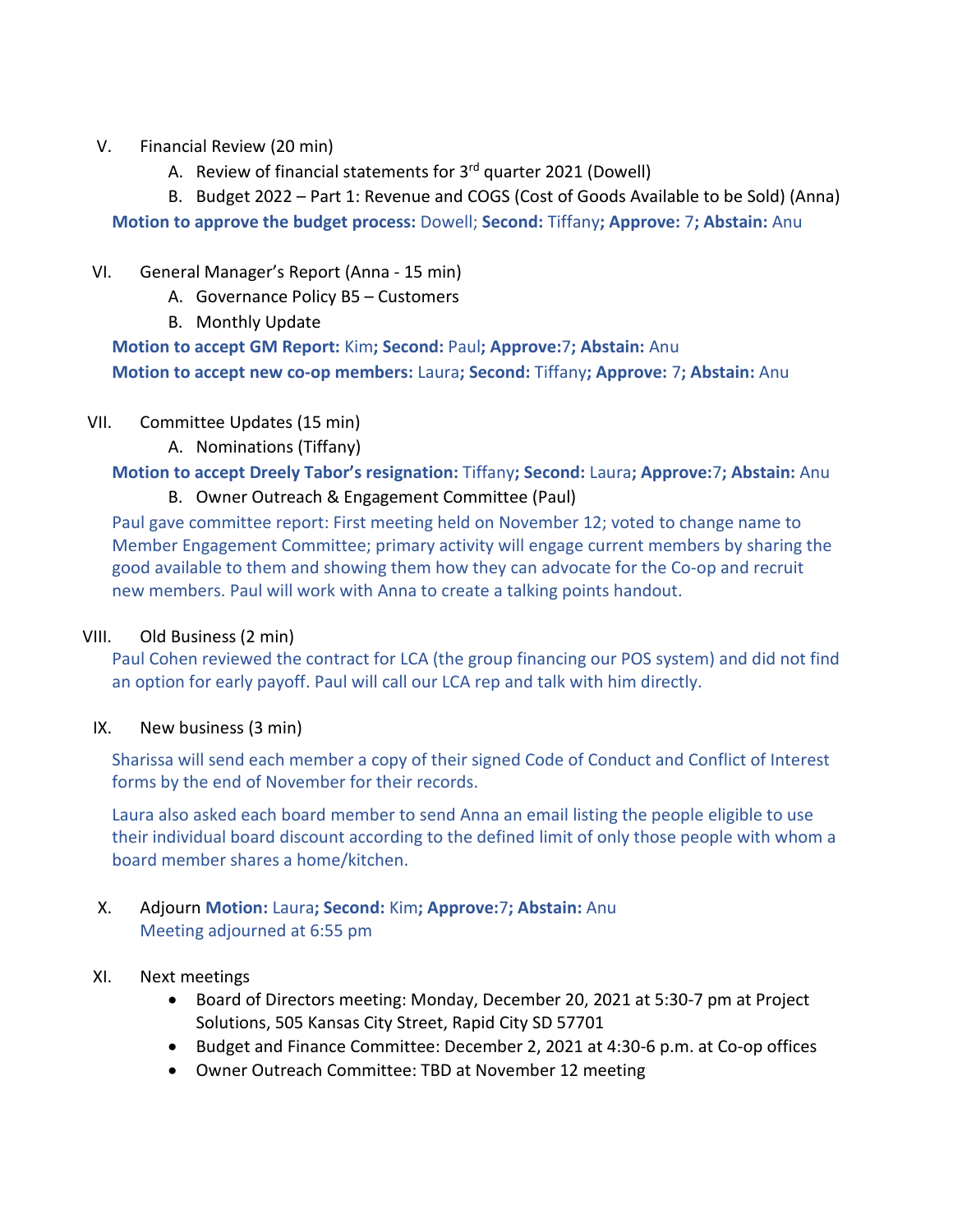V. Financial Review (20 min)

   A. Review of financial statements for 3rd quarter 2021 (Dowell)

   B. Budget 2022 – Part 1: Revenue and COGS (Cost of Goods Available to be Sold) (Anna)

**Motion to approve the budget process:** Dowell; **Second:** Tiffany**; Approve:** 7**; Abstain:** Anu

VI. General Manager's Report (Anna - 15 min)

   A. Governance Policy B5 – Customers

   B. Monthly Update

**Motion to accept GM Report:** Kim**; Second:** Paul**; Approve:**7**; Abstain:** Anu

**Motion to accept new co-op members:** Laura**; Second:** Tiffany**; Approve:** 7**; Abstain:** Anu

VII. Committee Updates (15 min)

   A. Nominations (Tiffany)

**Motion to accept Dreely Tabor's resignation:** Tiffany**; Second:** Laura**; Approve:**7**; Abstain:** Anu

   B. Owner Outreach & Engagement Committee (Paul)

Paul gave committee report: First meeting held on November 12; voted to change name to Member Engagement Committee; primary activity will engage current members by sharing the good available to them and showing them how they can advocate for the Co-op and recruit new members. Paul will work with Anna to create a talking points handout.

VIII. Old Business (2 min)

Paul Cohen reviewed the contract for LCA (the group financing our POS system) and did not find an option for early payoff. Paul will call our LCA rep and talk with him directly.

IX. New business (3 min)

Sharissa will send each member a copy of their signed Code of Conduct and Conflict of Interest forms by the end of November for their records.

Laura also asked each board member to send Anna an email listing the people eligible to use their individual board discount according to the defined limit of only those people with whom a board member shares a home/kitchen.

X. Adjourn **Motion:** Laura**; Second:** Kim**; Approve:**7**; Abstain:** Anu

   Meeting adjourned at 6:55 pm

XI. Next meetings

- Board of Directors meeting: Monday, December 20, 2021 at 5:30-7 pm at Project Solutions, 505 Kansas City Street, Rapid City SD 57701
- Budget and Finance Committee: December 2, 2021 at 4:30-6 p.m. at Co-op offices
- Owner Outreach Committee: TBD at November 12 meeting